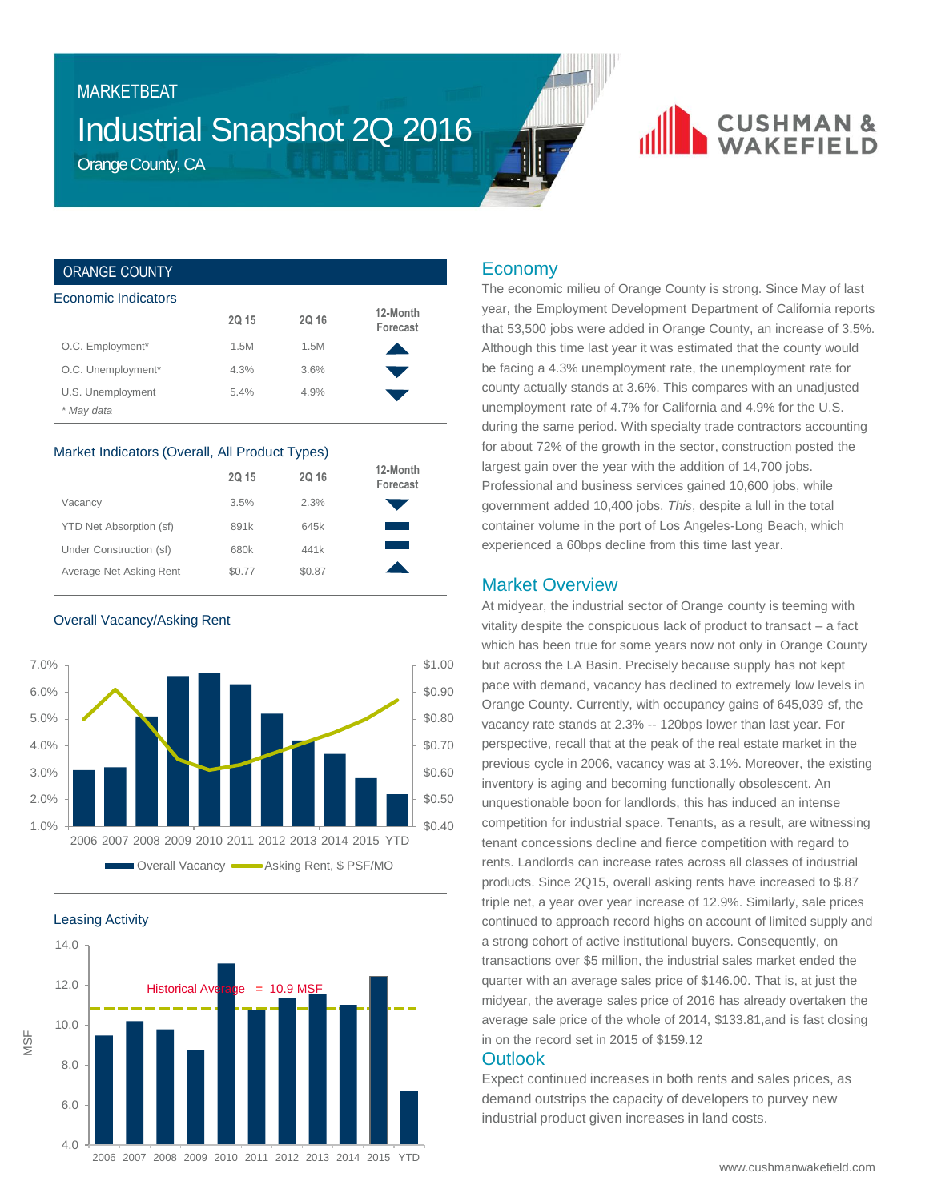MARKETBEAT

# Industrial Snapshot 2Q 2016

Orange County, CA

CUSHMAN & WAKEFIELD

## ORANGE COUNTY

### Economic Indicators

| | 2Q 15 | 2Q 16 | 12-Month Forecast |
|---|---|---|---|
| O.C. Employment* | 1.5M | 1.5M | ▲ |
| O.C. Unemployment* | 4.3% | 3.6% | ▼ |
| U.S. Unemployment | 5.4% | 4.9% | ▼ |

*\* May data*

### Market Indicators (Overall, All Product Types)

| | 2Q 15 | 2Q 16 | 12-Month Forecast |
|---|---|---|---|
| Vacancy | 3.5% | 2.3% | ▼ |
| YTD Net Absorption (sf) | 891k | 645k | ▬ |
| Under Construction (sf) | 680k | 441k | ▬ |
| Average Net Asking Rent | $0.77 | $0.87 | ▲ |

### Overall Vacancy/Asking Rent

Overall Vacancy — Asking Rent, $ PSF/MO

### Leasing Activity

Historical Average = 10.9 MSF

## Economy

The economic milieu of Orange County is strong. Since May of last year, the Employment Development Department of California reports that 53,500 jobs were added in Orange County, an increase of 3.5%. Although this time last year it was estimated that the county would be facing a 4.3% unemployment rate, the unemployment rate for county actually stands at 3.6%. This compares with an unadjusted unemployment rate of 4.7% for California and 4.9% for the U.S. during the same period. With specialty trade contractors accounting for about 72% of the growth in the sector, construction posted the largest gain over the year with the addition of 14,700 jobs. Professional and business services gained 10,600 jobs, while government added 10,400 jobs. *This*, despite a lull in the total container volume in the port of Los Angeles-Long Beach, which experienced a 60bps decline from this time last year.

## Market Overview

At midyear, the industrial sector of Orange county is teeming with vitality despite the conspicuous lack of product to transact – a fact which has been true for some years now not only in Orange County but across the LA Basin. Precisely because supply has not kept pace with demand, vacancy has declined to extremely low levels in Orange County. Currently, with occupancy gains of 645,039 sf, the vacancy rate stands at 2.3% -- 120bps lower than last year. For perspective, recall that at the peak of the real estate market in the previous cycle in 2006, vacancy was at 3.1%. Moreover, the existing inventory is aging and becoming functionally obsolescent. An unquestionable boon for landlords, this has induced an intense competition for industrial space. Tenants, as a result, are witnessing tenant concessions decline and fierce competition with regard to rents. Landlords can increase rates across all classes of industrial products. Since 2Q15, overall asking rents have increased to $.87 triple net, a year over year increase of 12.9%. Similarly, sale prices continued to approach record highs on account of limited supply and a strong cohort of active institutional buyers. Consequently, on transactions over $5 million, the industrial sales market ended the quarter with an average sales price of $146.00. That is, at just the midyear, the average sales price of 2016 has already overtaken the average sale price of the whole of 2014, $133.81,and is fast closing in on the record set in 2015 of $159.12

## Outlook

Expect continued increases in both rents and sales prices, as demand outstrips the capacity of developers to purvey new industrial product given increases in land costs.

www.cushmanwakefield.com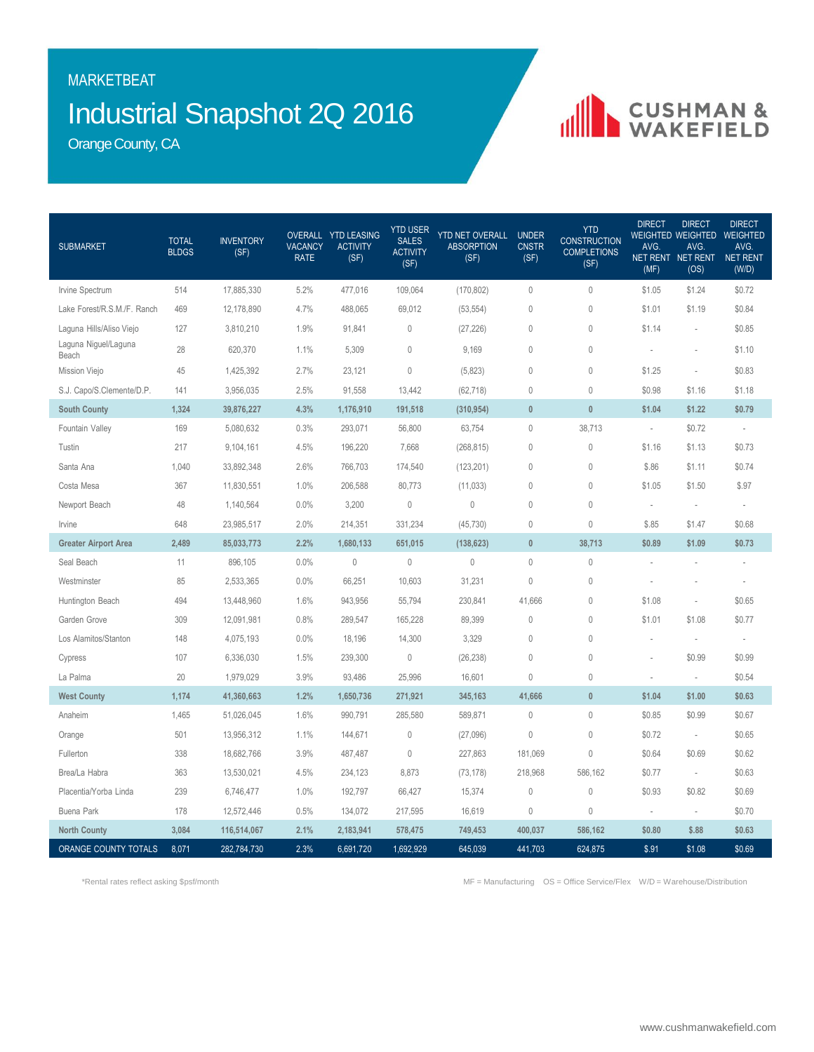MARKETBEAT

# Industrial Snapshot 2Q 2016

Orange County, CA

| SUBMARKET | TOTAL BLDGS | INVENTORY (SF) | OVERALL VACANCY RATE | YTD LEASING ACTIVITY (SF) | YTD USER SALES ACTIVITY (SF) | YTD NET OVERALL ABSORPTION (SF) | UNDER CNSTR (SF) | YTD CONSTRUCTION COMPLETIONS (SF) | DIRECT WEIGHTED AVG. NET RENT (MF) | DIRECT WEIGHTED AVG. NET RENT (OS) | DIRECT WEIGHTED AVG. NET RENT (W/D) |
|---|---|---|---|---|---|---|---|---|---|---|---|
| Irvine Spectrum | 514 | 17,885,330 | 5.2% | 477,016 | 109,064 | (170,802) | 0 | 0 | $1.05 | $1.24 | $0.72 |
| Lake Forest/R.S.M./F. Ranch | 469 | 12,178,890 | 4.7% | 488,065 | 69,012 | (53,554) | 0 | 0 | $1.01 | $1.19 | $0.84 |
| Laguna Hills/Aliso Viejo | 127 | 3,810,210 | 1.9% | 91,841 | 0 | (27,226) | 0 | 0 | $1.14 | - | $0.85 |
| Laguna Niguel/Laguna Beach | 28 | 620,370 | 1.1% | 5,309 | 0 | 9,169 | 0 | 0 | - | - | $1.10 |
| Mission Viejo | 45 | 1,425,392 | 2.7% | 23,121 | 0 | (5,823) | 0 | 0 | $1.25 | - | $0.83 |
| S.J. Capo/S.Clemente/D.P. | 141 | 3,956,035 | 2.5% | 91,558 | 13,442 | (62,718) | 0 | 0 | $0.98 | $1.16 | $1.18 |
| **South County** | **1,324** | **39,876,227** | **4.3%** | **1,176,910** | **191,518** | **(310,954)** | **0** | **0** | **$1.04** | **$1.22** | **$0.79** |
| Fountain Valley | 169 | 5,080,632 | 0.3% | 293,071 | 56,800 | 63,754 | 0 | 38,713 | - | $0.72 | - |
| Tustin | 217 | 9,104,161 | 4.5% | 196,220 | 7,668 | (268,815) | 0 | 0 | $1.16 | $1.13 | $0.73 |
| Santa Ana | 1,040 | 33,892,348 | 2.6% | 766,703 | 174,540 | (123,201) | 0 | 0 | $.86 | $1.11 | $0.74 |
| Costa Mesa | 367 | 11,830,551 | 1.0% | 206,588 | 80,773 | (11,033) | 0 | 0 | $1.05 | $1.50 | $.97 |
| Newport Beach | 48 | 1,140,564 | 0.0% | 3,200 | 0 | 0 | 0 | 0 | - | - | - |
| Irvine | 648 | 23,985,517 | 2.0% | 214,351 | 331,234 | (45,730) | 0 | 0 | $.85 | $1.47 | $0.68 |
| **Greater Airport Area** | **2,489** | **85,033,773** | **2.2%** | **1,680,133** | **651,015** | **(138,623)** | **0** | **38,713** | **$0.89** | **$1.09** | **$0.73** |
| Seal Beach | 11 | 896,105 | 0.0% | 0 | 0 | 0 | 0 | 0 | - | - | - |
| Westminster | 85 | 2,533,365 | 0.0% | 66,251 | 10,603 | 31,231 | 0 | 0 | - | - | - |
| Huntington Beach | 494 | 13,448,960 | 1.6% | 943,956 | 55,794 | 230,841 | 41,666 | 0 | $1.08 | - | $0.65 |
| Garden Grove | 309 | 12,091,981 | 0.8% | 289,547 | 165,228 | 89,399 | 0 | 0 | $1.01 | $1.08 | $0.77 |
| Los Alamitos/Stanton | 148 | 4,075,193 | 0.0% | 18,196 | 14,300 | 3,329 | 0 | 0 | - | - | - |
| Cypress | 107 | 6,336,030 | 1.5% | 239,300 | 0 | (26,238) | 0 | 0 | - | $0.99 | $0.99 |
| La Palma | 20 | 1,979,029 | 3.9% | 93,486 | 25,996 | 16,601 | 0 | 0 | - | - | $0.54 |
| **West County** | **1,174** | **41,360,663** | **1.2%** | **1,650,736** | **271,921** | **345,163** | **41,666** | **0** | **$1.04** | **$1.00** | **$0.63** |
| Anaheim | 1,465 | 51,026,045 | 1.6% | 990,791 | 285,580 | 589,871 | 0 | 0 | $0.85 | $0.99 | $0.67 |
| Orange | 501 | 13,956,312 | 1.1% | 144,671 | 0 | (27,096) | 0 | 0 | $0.72 | - | $0.65 |
| Fullerton | 338 | 18,682,766 | 3.9% | 487,487 | 0 | 227,863 | 181,069 | 0 | $0.64 | $0.69 | $0.62 |
| Brea/La Habra | 363 | 13,530,021 | 4.5% | 234,123 | 8,873 | (73,178) | 218,968 | 586,162 | $0.77 | - | $0.63 |
| Placentia/Yorba Linda | 239 | 6,746,477 | 1.0% | 192,797 | 66,427 | 15,374 | 0 | 0 | $0.93 | $0.82 | $0.69 |
| Buena Park | 178 | 12,572,446 | 0.5% | 134,072 | 217,595 | 16,619 | 0 | 0 | - | - | $0.70 |
| **North County** | **3,084** | **116,514,067** | **2.1%** | **2,183,941** | **578,475** | **749,453** | **400,037** | **586,162** | **$0.80** | **$.88** | **$0.63** |
| **ORANGE COUNTY TOTALS** | **8,071** | **282,784,730** | **2.3%** | **6,691,720** | **1,692,929** | **645,039** | **441,703** | **624,875** | **$.91** | **$1.08** | **$0.69** |

*Rental rates reflect asking $psf/month

MF = Manufacturing OS = Office Service/Flex W/D = Warehouse/Distribution

www.cushmanwakefield.com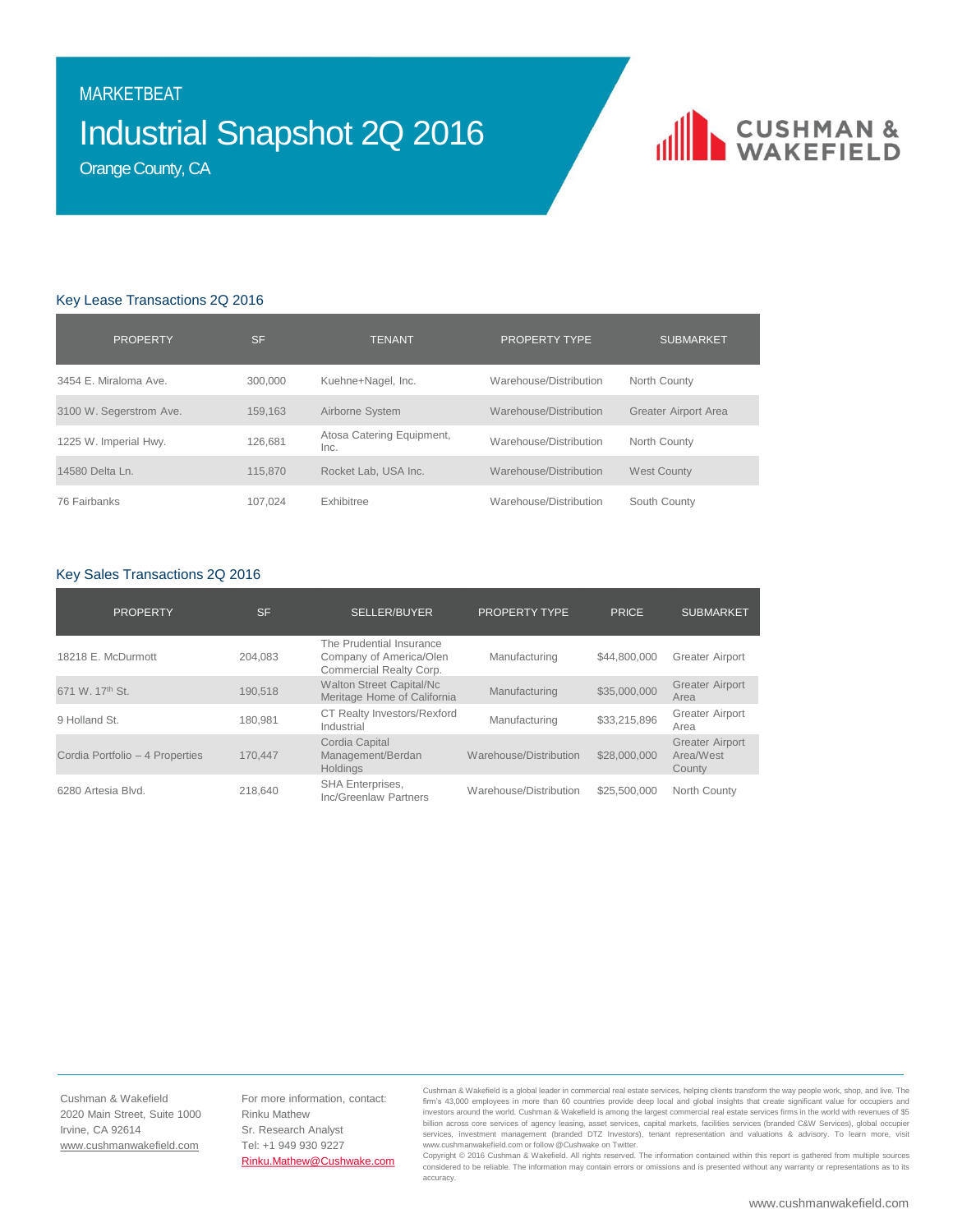MARKETBEAT

# Industrial Snapshot 2Q 2016

Orange County, CA

CUSHMAN & WAKEFIELD

## Key Lease Transactions 2Q 2016

| PROPERTY | SF | TENANT | PROPERTY TYPE | SUBMARKET |
|---|---|---|---|---|
| 3454 E. Miraloma Ave. | 300,000 | Kuehne+Nagel, Inc. | Warehouse/Distribution | North County |
| 3100 W. Segerstrom Ave. | 159,163 | Airborne System | Warehouse/Distribution | Greater Airport Area |
| 1225 W. Imperial Hwy. | 126,681 | Atosa Catering Equipment, Inc. | Warehouse/Distribution | North County |
| 14580 Delta Ln. | 115,870 | Rocket Lab, USA Inc. | Warehouse/Distribution | West County |
| 76 Fairbanks | 107,024 | Exhibitree | Warehouse/Distribution | South County |

## Key Sales Transactions 2Q 2016

| PROPERTY | SF | SELLER/BUYER | PROPERTY TYPE | PRICE | SUBMARKET |
|---|---|---|---|---|---|
| 18218 E. McDurmott | 204,083 | The Prudential Insurance Company of America/Olen Commercial Realty Corp. | Manufacturing | $44,800,000 | Greater Airport |
| 671 W. 17th St. | 190,518 | Walton Street Capital/Nc Meritage Home of California | Manufacturing | $35,000,000 | Greater Airport Area |
| 9 Holland St. | 180,981 | CT Realty Investors/Rexford Industrial | Manufacturing | $33,215,896 | Greater Airport Area |
| Cordia Portfolio – 4 Properties | 170,447 | Cordia Capital Management/Berdan Holdings | Warehouse/Distribution | $28,000,000 | Greater Airport Area/West County |
| 6280 Artesia Blvd. | 218,640 | SHA Enterprises, Inc/Greenlaw Partners | Warehouse/Distribution | $25,500,000 | North County |

Cushman & Wakefield
2020 Main Street, Suite 1000
Irvine, CA 92614
www.cushmanwakefield.com

For more information, contact:
Rinku Mathew
Sr. Research Analyst
Tel: +1 949 930 9227
Rinku.Mathew@Cushwake.com

Cushman & Wakefield is a global leader in commercial real estate services, helping clients transform the way people work, shop, and live. The firm's 43,000 employees in more than 60 countries provide deep local and global insights that create significant value for occupiers and investors around the world. Cushman & Wakefield is among the largest commercial real estate services firms in the world with revenues of $5 billion across core services of agency leasing, asset services, capital markets, facilities services (branded C&W Services), global occupier services, investment management (branded DTZ Investors), tenant representation and valuations & advisory. To learn more, visit www.cushmanwakefield.com or follow @Cushwake on Twitter.

Copyright © 2016 Cushman & Wakefield. All rights reserved. The information contained within this report is gathered from multiple sources considered to be reliable. The information may contain errors or omissions and is presented without any warranty or representations as to its accuracy.

www.cushmanwakefield.com